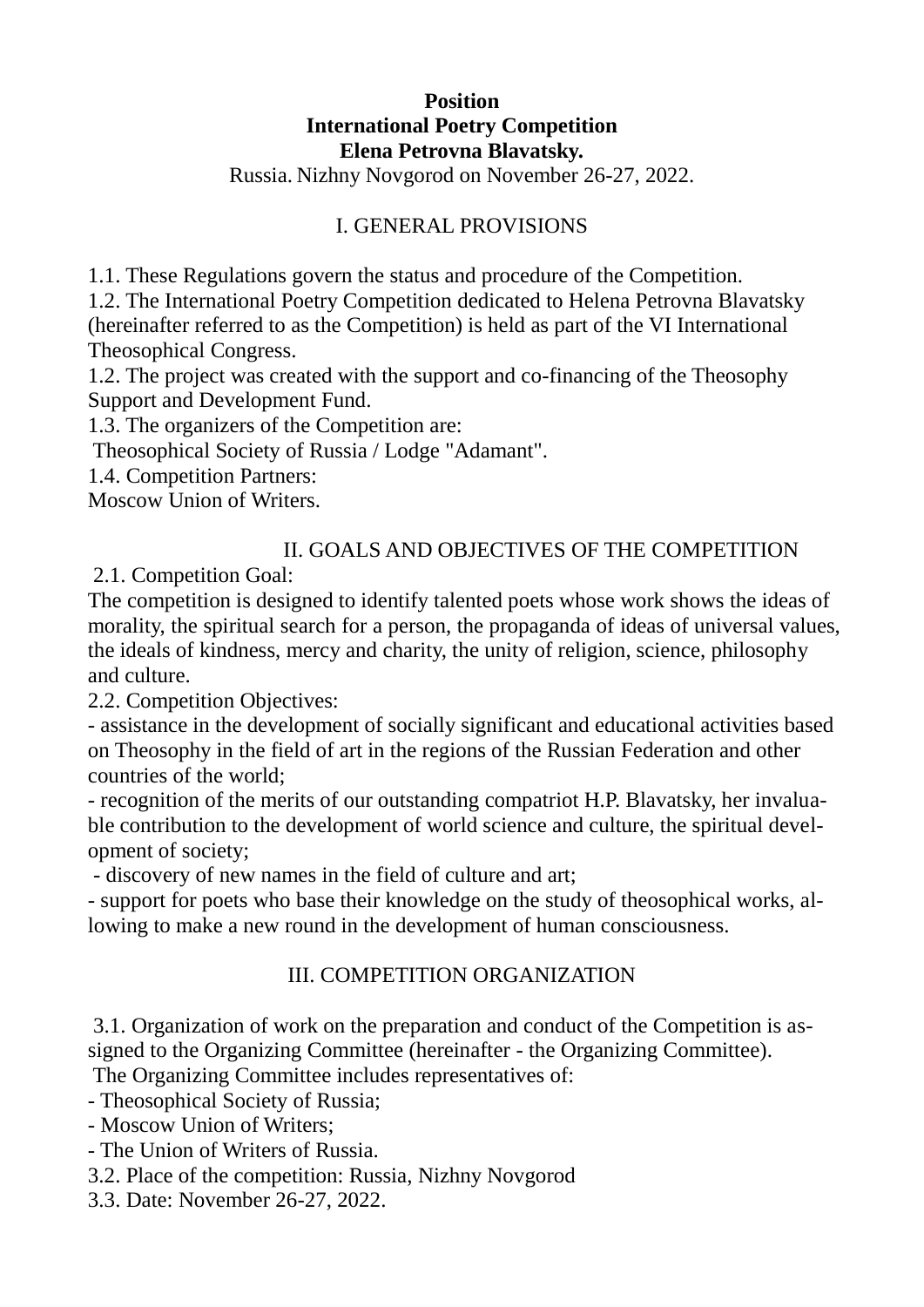**Position**
**International Poetry Competition**
**Elena Petrovna Blavatsky.**
Russia. Nizhny Novgorod on November 26-27, 2022.

## I. GENERAL PROVISIONS

1.1. These Regulations govern the status and procedure of the Competition.
1.2. The International Poetry Competition dedicated to Helena Petrovna Blavatsky (hereinafter referred to as the Competition) is held as part of the VI International Theosophical Congress.
1.2. The project was created with the support and co-financing of the Theosophy Support and Development Fund.
1.3. The organizers of the Competition are:
Theosophical Society of Russia / Lodge "Adamant".
1.4. Competition Partners:
Moscow Union of Writers.

## II. GOALS AND OBJECTIVES OF THE COMPETITION

2.1. Competition Goal:
The competition is designed to identify talented poets whose work shows the ideas of morality, the spiritual search for a person, the propaganda of ideas of universal values, the ideals of kindness, mercy and charity, the unity of religion, science, philosophy and culture.
2.2. Competition Objectives:
- assistance in the development of socially significant and educational activities based on Theosophy in the field of art in the regions of the Russian Federation and other countries of the world;
- recognition of the merits of our outstanding compatriot H.P. Blavatsky, her invaluable contribution to the development of world science and culture, the spiritual development of society;
- discovery of new names in the field of culture and art;
- support for poets who base their knowledge on the study of theosophical works, allowing to make a new round in the development of human consciousness.

## III. COMPETITION ORGANIZATION

3.1. Organization of work on the preparation and conduct of the Competition is assigned to the Organizing Committee (hereinafter - the Organizing Committee).
The Organizing Committee includes representatives of:
- Theosophical Society of Russia;
- Moscow Union of Writers;
- The Union of Writers of Russia.
3.2. Place of the competition: Russia, Nizhny Novgorod
3.3. Date: November 26-27, 2022.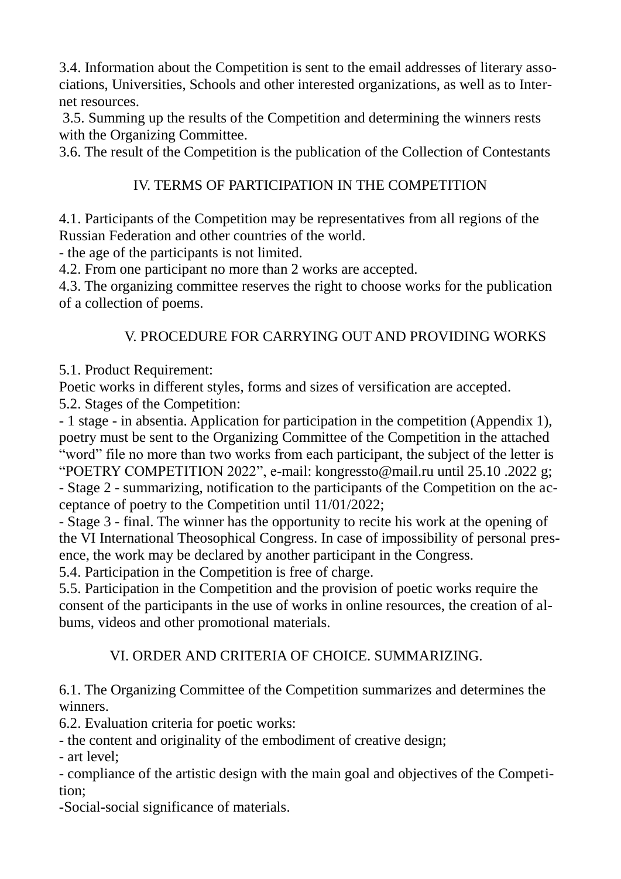3.4. Information about the Competition is sent to the email addresses of literary associations, Universities, Schools and other interested organizations, as well as to Internet resources.

3.5. Summing up the results of the Competition and determining the winners rests with the Organizing Committee.

3.6. The result of the Competition is the publication of the Collection of Contestants

## IV. TERMS OF PARTICIPATION IN THE COMPETITION

4.1. Participants of the Competition may be representatives from all regions of the Russian Federation and other countries of the world.

- the age of the participants is not limited.

4.2. From one participant no more than 2 works are accepted.

4.3. The organizing committee reserves the right to choose works for the publication of a collection of poems.

## V. PROCEDURE FOR CARRYING OUT AND PROVIDING WORKS

5.1. Product Requirement:

Poetic works in different styles, forms and sizes of versification are accepted.

5.2. Stages of the Competition:

- 1 stage - in absentia. Application for participation in the competition (Appendix 1), poetry must be sent to the Organizing Committee of the Competition in the attached “word” file no more than two works from each participant, the subject of the letter is “POETRY COMPETITION 2022”, e-mail: kongressto@mail.ru until 25.10 .2022 g;
- Stage 2 - summarizing, notification to the participants of the Competition on the acceptance of poetry to the Competition until 11/01/2022;
- Stage 3 - final. The winner has the opportunity to recite his work at the opening of the VI International Theosophical Congress. In case of impossibility of personal presence, the work may be declared by another participant in the Congress.

5.4. Participation in the Competition is free of charge.

5.5. Participation in the Competition and the provision of poetic works require the consent of the participants in the use of works in online resources, the creation of albums, videos and other promotional materials.

## VI. ORDER AND CRITERIA OF CHOICE. SUMMARIZING.

6.1. The Organizing Committee of the Competition summarizes and determines the winners.

6.2. Evaluation criteria for poetic works:

- the content and originality of the embodiment of creative design;
- art level;
- compliance of the artistic design with the main goal and objectives of the Competition;
- Social-social significance of materials.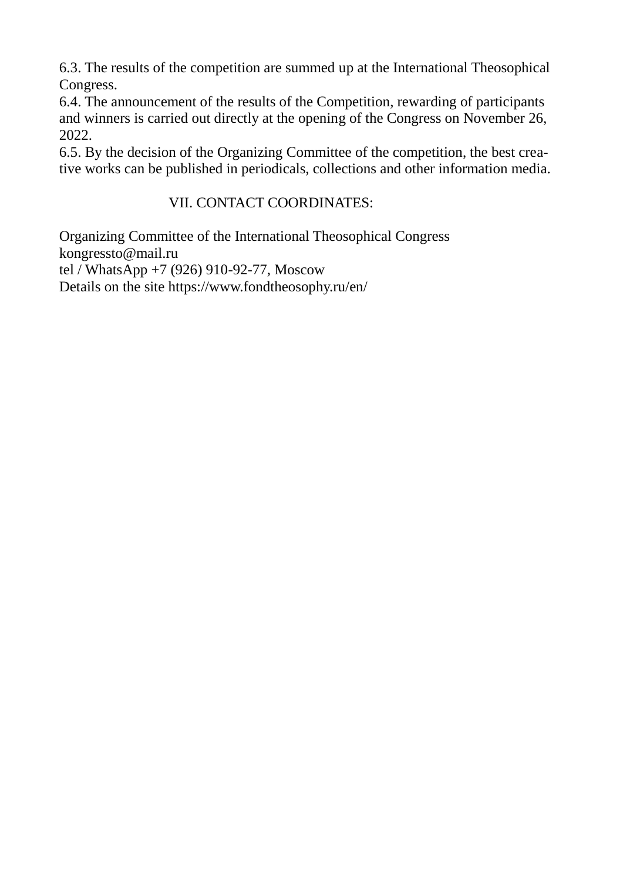6.3. The results of the competition are summed up at the International Theosophical Congress.

6.4. The announcement of the results of the Competition, rewarding of participants and winners is carried out directly at the opening of the Congress on November 26, 2022.

6.5. By the decision of the Organizing Committee of the competition, the best creative works can be published in periodicals, collections and other information media.

## VII. CONTACT COORDINATES:

Organizing Committee of the International Theosophical Congress
kongressto@mail.ru
tel / WhatsApp +7 (926) 910-92-77, Moscow
Details on the site https://www.fondtheosophy.ru/en/